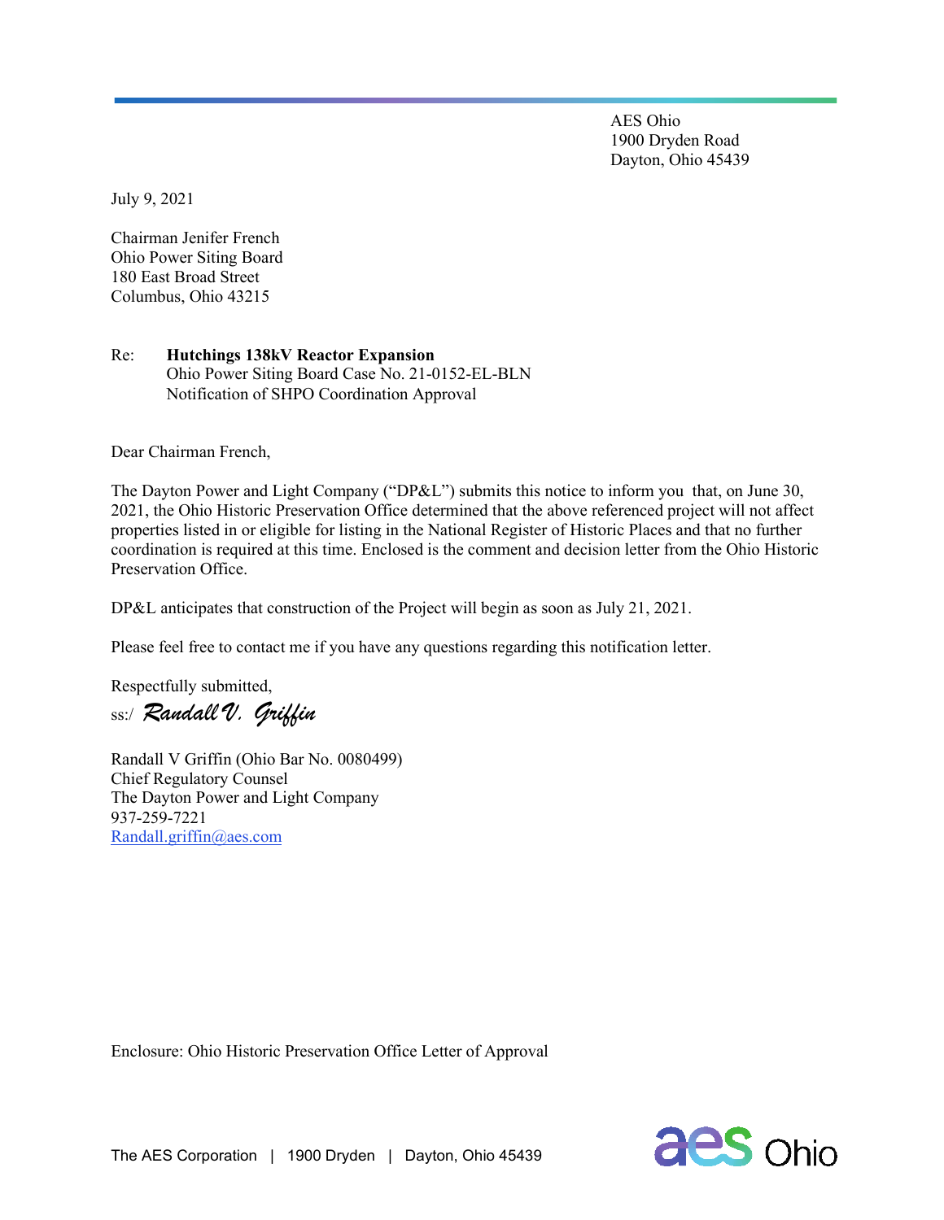AES Ohio
1900 Dryden Road
Dayton, Ohio 45439

July 9, 2021

Chairman Jenifer French
Ohio Power Siting Board
180 East Broad Street
Columbus, Ohio 43215

Re: **Hutchings 138kV Reactor Expansion**
Ohio Power Siting Board Case No. 21-0152-EL-BLN
Notification of SHPO Coordination Approval

Dear Chairman French,

The Dayton Power and Light Company ("DP&L") submits this notice to inform you that, on June 30, 2021, the Ohio Historic Preservation Office determined that the above referenced project will not affect properties listed in or eligible for listing in the National Register of Historic Places and that no further coordination is required at this time. Enclosed is the comment and decision letter from the Ohio Historic Preservation Office.

DP&L anticipates that construction of the Project will begin as soon as July 21, 2021.

Please feel free to contact me if you have any questions regarding this notification letter.

Respectfully submitted,

ss:/ *Randall V. Griffin*

Randall V Griffin (Ohio Bar No. 0080499)
Chief Regulatory Counsel
The Dayton Power and Light Company
937-259-7221
Randall.griffin@aes.com

Enclosure: Ohio Historic Preservation Office Letter of Approval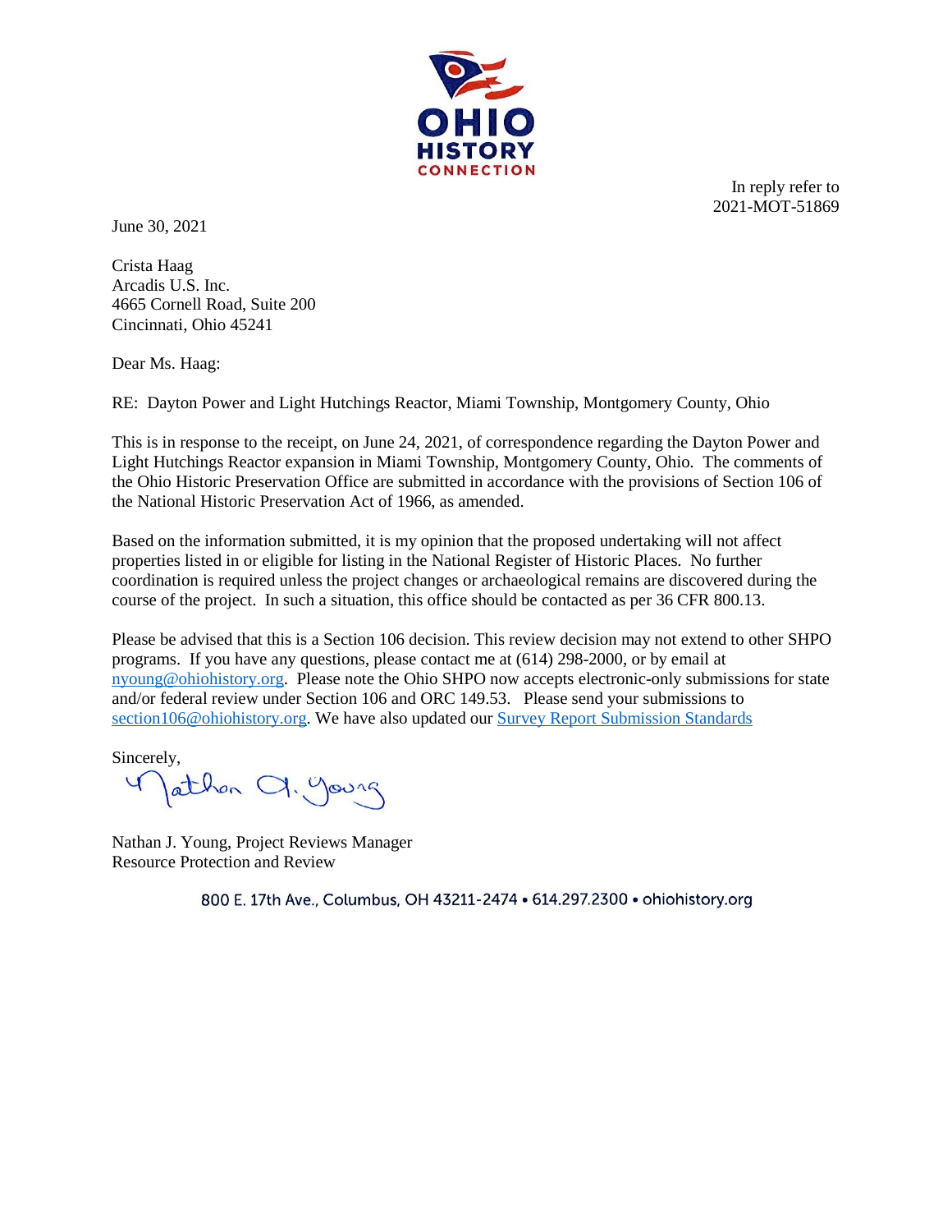**OHIO HISTORY CONNECTION**

In reply refer to
2021-MOT-51869

June 30, 2021

Crista Haag
Arcadis U.S. Inc.
4665 Cornell Road, Suite 200
Cincinnati, Ohio 45241

Dear Ms. Haag:

RE: Dayton Power and Light Hutchings Reactor, Miami Township, Montgomery County, Ohio

This is in response to the receipt, on June 24, 2021, of correspondence regarding the Dayton Power and Light Hutchings Reactor expansion in Miami Township, Montgomery County, Ohio. The comments of the Ohio Historic Preservation Office are submitted in accordance with the provisions of Section 106 of the National Historic Preservation Act of 1966, as amended.

Based on the information submitted, it is my opinion that the proposed undertaking will not affect properties listed in or eligible for listing in the National Register of Historic Places. No further coordination is required unless the project changes or archaeological remains are discovered during the course of the project. In such a situation, this office should be contacted as per 36 CFR 800.13.

Please be advised that this is a Section 106 decision. This review decision may not extend to other SHPO programs. If you have any questions, please contact me at (614) 298-2000, or by email at nyoung@ohiohistory.org. Please note the Ohio SHPO now accepts electronic-only submissions for state and/or federal review under Section 106 and ORC 149.53. Please send your submissions to section106@ohiohistory.org. We have also updated our Survey Report Submission Standards

Sincerely,

Nathan J. Young

Nathan J. Young, Project Reviews Manager
Resource Protection and Review

800 E. 17th Ave., Columbus, OH 43211-2474 • 614.297.2300 • ohiohistory.org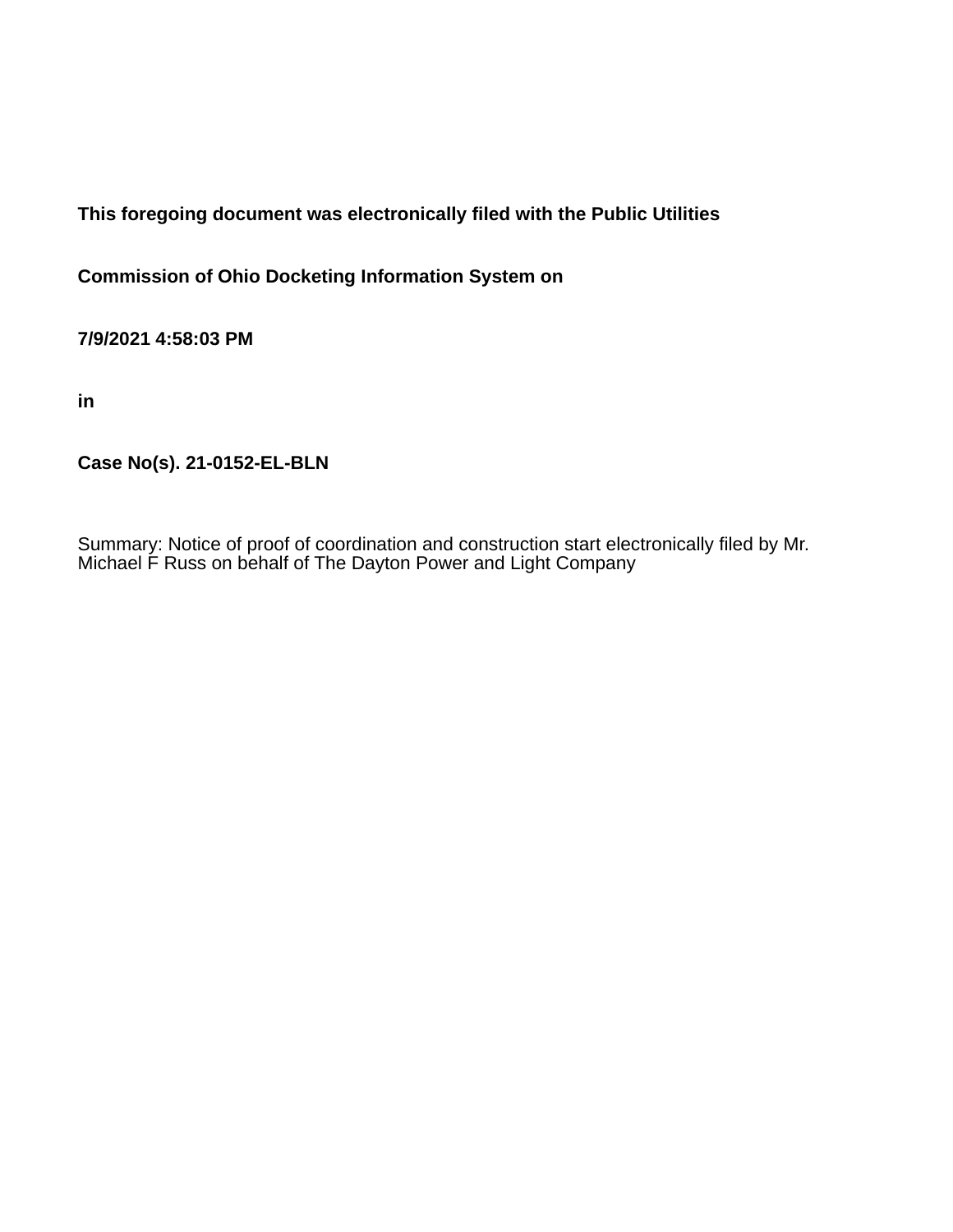**This foregoing document was electronically filed with the Public Utilities**

**Commission of Ohio Docketing Information System on**

**7/9/2021 4:58:03 PM**

**in**

**Case No(s). 21-0152-EL-BLN**

Summary: Notice of proof of coordination and construction start electronically filed by Mr. Michael F Russ on behalf of The Dayton Power and Light Company